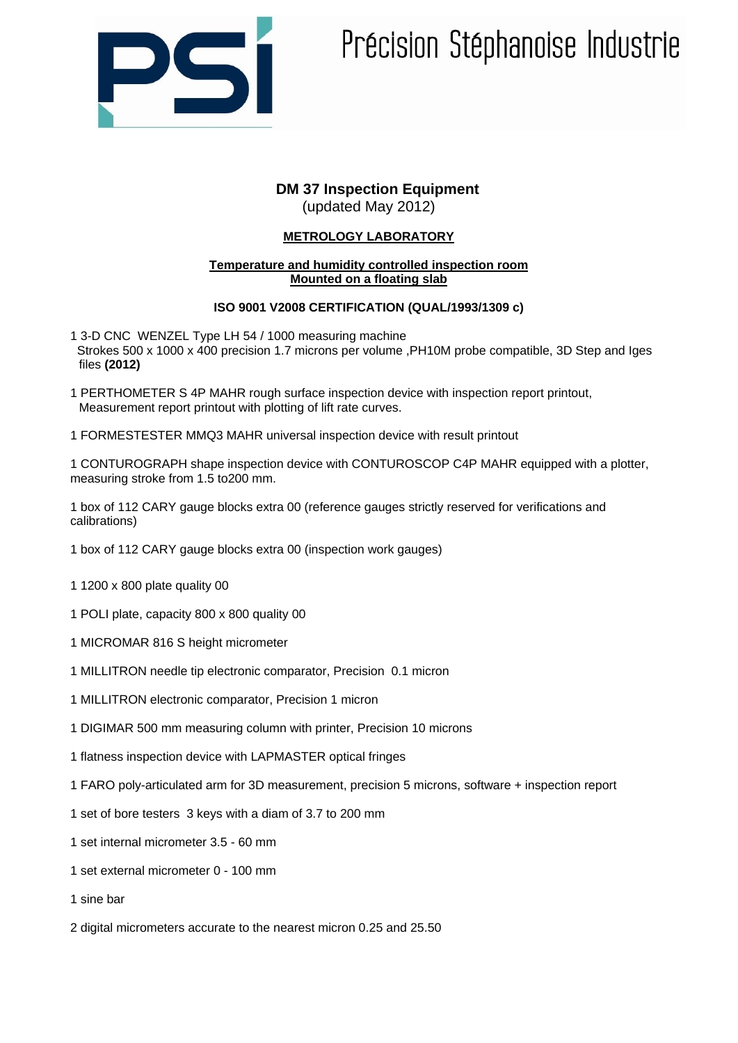# Précision Stéphanoise Industrie

## DM 37 Inspection Equipment
(updated May 2012)

### METROLOGY LABORATORY

**Temperature and humidity controlled inspection room**
**Mounted on a floating slab**

**ISO 9001 V2008 CERTIFICATION (QUAL/1993/1309 c)**

1 3-D CNC WENZEL Type LH 54 / 1000 measuring machine
Strokes 500 x 1000 x 400 precision 1.7 microns per volume ,PH10M probe compatible, 3D Step and Iges files **(2012)**

1 PERTHOMETER S 4P MAHR rough surface inspection device with inspection report printout, Measurement report printout with plotting of lift rate curves.

1 FORMESTESTER MMQ3 MAHR universal inspection device with result printout

1 CONTUROGRAPH shape inspection device with CONTUROSCOP C4P MAHR equipped with a plotter, measuring stroke from 1.5 to200 mm.

1 box of 112 CARY gauge blocks extra 00 (reference gauges strictly reserved for verifications and calibrations)

1 box of 112 CARY gauge blocks extra 00 (inspection work gauges)

1 1200 x 800 plate quality 00

1 POLI plate, capacity 800 x 800 quality 00

1 MICROMAR 816 S height micrometer

1 MILLITRON needle tip electronic comparator, Precision 0.1 micron

1 MILLITRON electronic comparator, Precision 1 micron

1 DIGIMAR 500 mm measuring column with printer, Precision 10 microns

1 flatness inspection device with LAPMASTER optical fringes

1 FARO poly-articulated arm for 3D measurement, precision 5 microns, software + inspection report

1 set of bore testers 3 keys with a diam of 3.7 to 200 mm

1 set internal micrometer 3.5 - 60 mm

1 set external micrometer 0 - 100 mm

1 sine bar

2 digital micrometers accurate to the nearest micron 0.25 and 25.50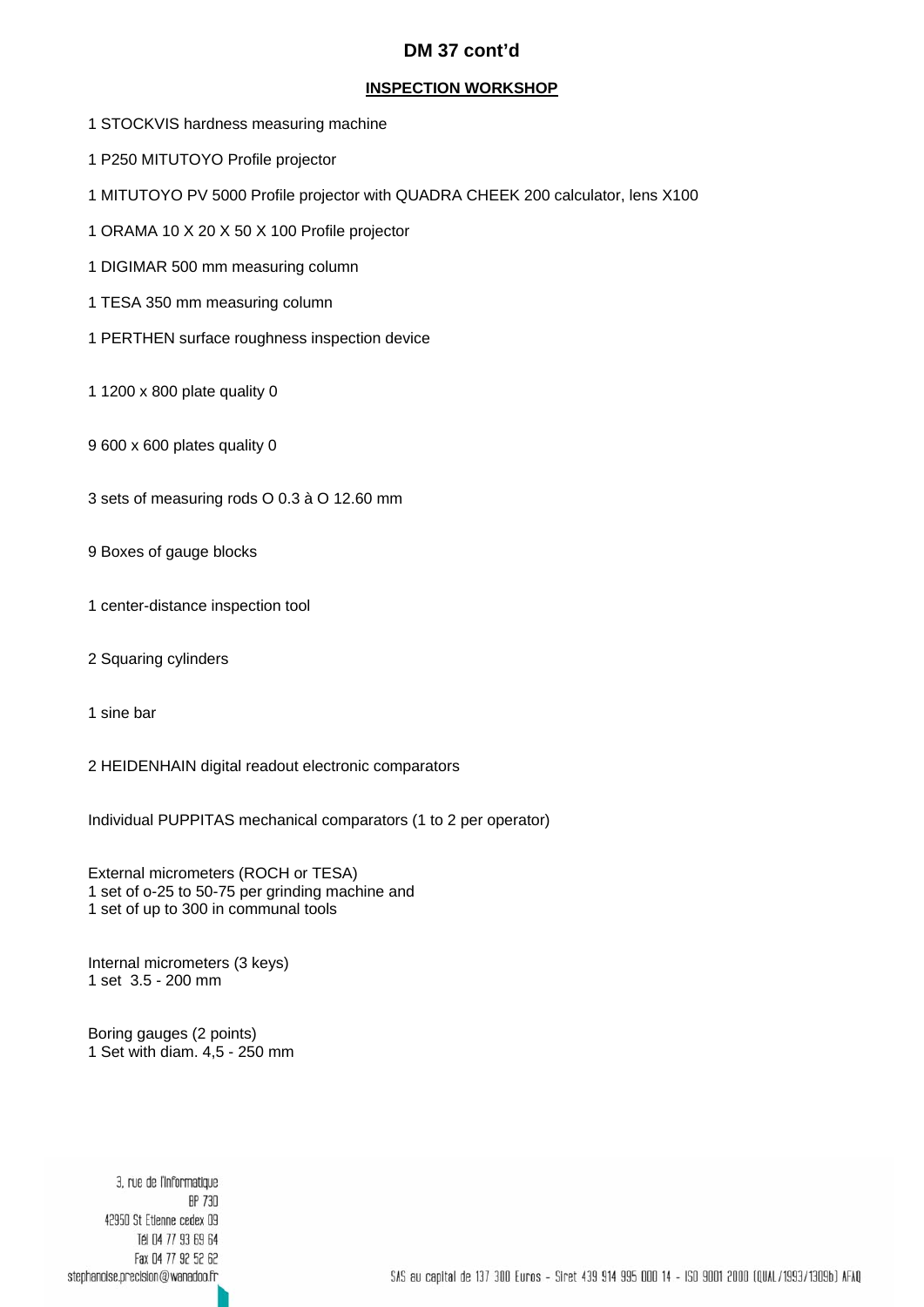# DM 37 cont'd

## INSPECTION WORKSHOP

1 STOCKVIS hardness measuring machine

1 P250 MITUTOYO Profile projector

1 MITUTOYO PV 5000 Profile projector with QUADRA CHEEK 200 calculator, lens X100

1 ORAMA 10 X 20 X 50 X 100 Profile projector

1 DIGIMAR 500 mm measuring column

1 TESA 350 mm measuring column

1 PERTHEN surface roughness inspection device

1 1200 x 800 plate quality 0

9 600 x 600 plates quality 0

3 sets of measuring rods O 0.3 à O 12.60 mm

9 Boxes of gauge blocks

1 center-distance inspection tool

2 Squaring cylinders

1 sine bar

2 HEIDENHAIN digital readout electronic comparators

Individual PUPPITAS mechanical comparators (1 to 2 per operator)

External micrometers (ROCH or TESA)
1 set of o-25 to 50-75 per grinding machine and
1 set of up to 300 in communal tools

Internal micrometers (3 keys)
1 set 3.5 - 200 mm

Boring gauges (2 points)
1 Set with diam. 4,5 - 250 mm

3, rue de l'Informatique
BP 730
42950 St Etienne cedex 09
Tél 04 77 93 69 64
Fax 04 77 92 52 62
stephanoise.precision@wanadoo.fr

SAS au capital de 137 300 Euros - Siret 439 914 995 000 14 - ISO 9001 2000 (QUAL/1993/1309b) AFAQ